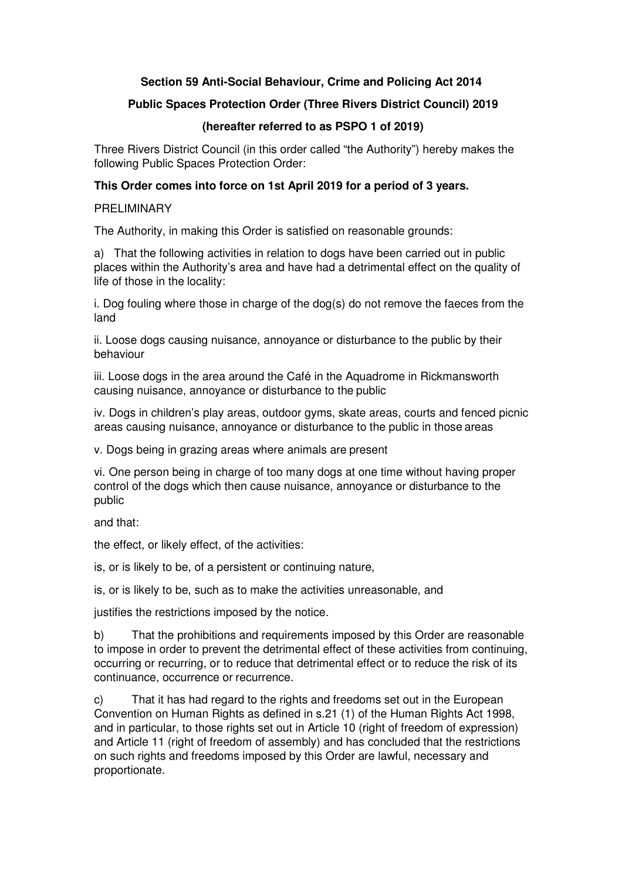**Section 59 Anti-Social Behaviour, Crime and Policing Act 2014**

**Public Spaces Protection Order (Three Rivers District Council) 2019**

**(hereafter referred to as PSPO 1 of 2019)**

Three Rivers District Council (in this order called "the Authority") hereby makes the following Public Spaces Protection Order:

**This Order comes into force on 1st April 2019 for a period of 3 years.**

PRELIMINARY

The Authority, in making this Order is satisfied on reasonable grounds:

a) That the following activities in relation to dogs have been carried out in public places within the Authority's area and have had a detrimental effect on the quality of life of those in the locality:

i. Dog fouling where those in charge of the dog(s) do not remove the faeces from the land

ii. Loose dogs causing nuisance, annoyance or disturbance to the public by their behaviour

iii. Loose dogs in the area around the Café in the Aquadrome in Rickmansworth causing nuisance, annoyance or disturbance to the public

iv. Dogs in children's play areas, outdoor gyms, skate areas, courts and fenced picnic areas causing nuisance, annoyance or disturbance to the public in those areas

v. Dogs being in grazing areas where animals are present

vi. One person being in charge of too many dogs at one time without having proper control of the dogs which then cause nuisance, annoyance or disturbance to the public

and that:

the effect, or likely effect, of the activities:

is, or is likely to be, of a persistent or continuing nature,

is, or is likely to be, such as to make the activities unreasonable, and

justifies the restrictions imposed by the notice.

b) That the prohibitions and requirements imposed by this Order are reasonable to impose in order to prevent the detrimental effect of these activities from continuing, occurring or recurring, or to reduce that detrimental effect or to reduce the risk of its continuance, occurrence or recurrence.

c) That it has had regard to the rights and freedoms set out in the European Convention on Human Rights as defined in s.21 (1) of the Human Rights Act 1998, and in particular, to those rights set out in Article 10 (right of freedom of expression) and Article 11 (right of freedom of assembly) and has concluded that the restrictions on such rights and freedoms imposed by this Order are lawful, necessary and proportionate.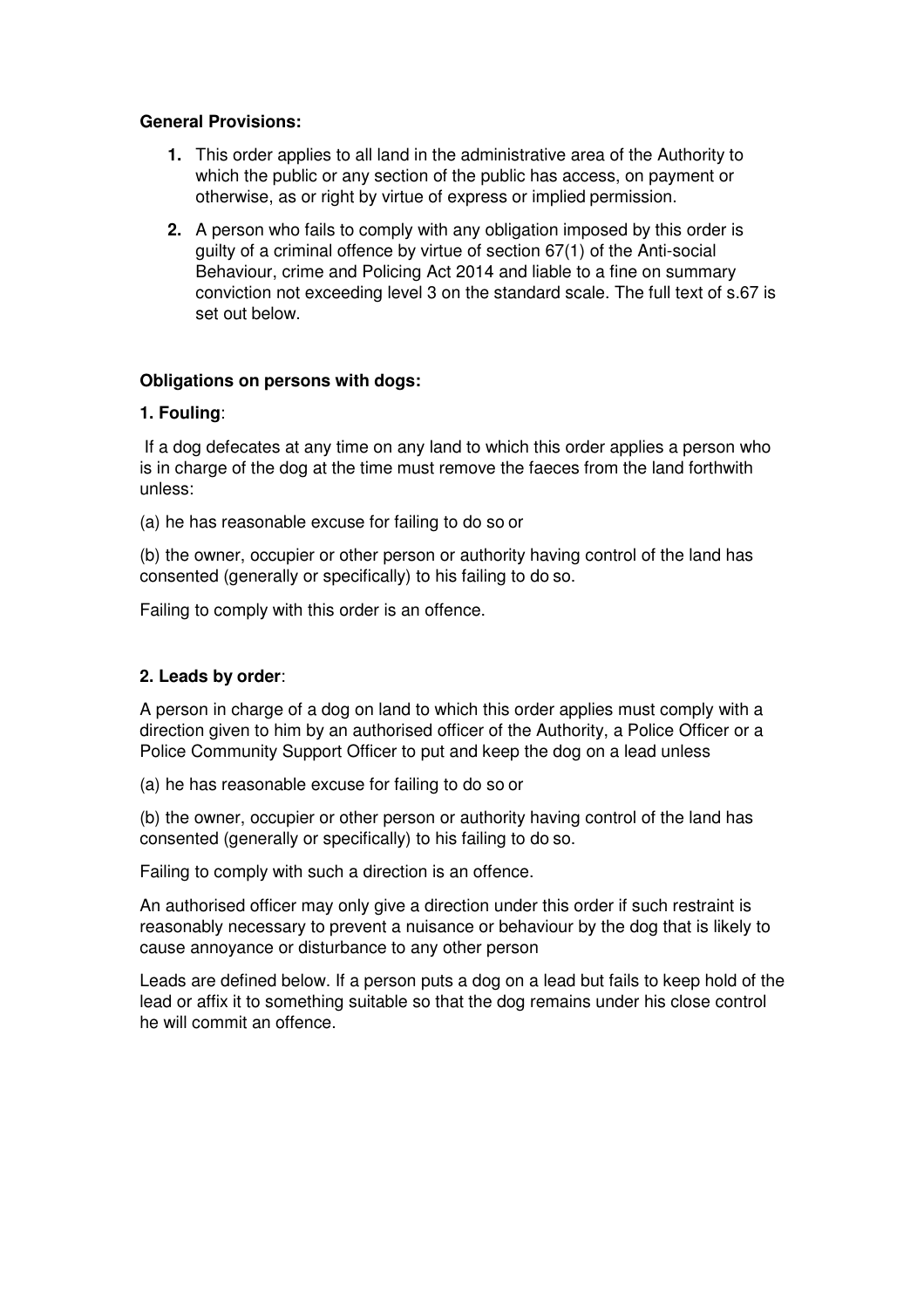**General Provisions:**

1. This order applies to all land in the administrative area of the Authority to which the public or any section of the public has access, on payment or otherwise, as or right by virtue of express or implied permission.
2. A person who fails to comply with any obligation imposed by this order is guilty of a criminal offence by virtue of section 67(1) of the Anti-social Behaviour, crime and Policing Act 2014 and liable to a fine on summary conviction not exceeding level 3 on the standard scale. The full text of s.67 is set out below.

**Obligations on persons with dogs:**

**1. Fouling**:

If a dog defecates at any time on any land to which this order applies a person who is in charge of the dog at the time must remove the faeces from the land forthwith unless:

(a) he has reasonable excuse for failing to do so or

(b) the owner, occupier or other person or authority having control of the land has consented (generally or specifically) to his failing to do so.

Failing to comply with this order is an offence.

**2. Leads by order**:

A person in charge of a dog on land to which this order applies must comply with a direction given to him by an authorised officer of the Authority, a Police Officer or a Police Community Support Officer to put and keep the dog on a lead unless

(a) he has reasonable excuse for failing to do so or

(b) the owner, occupier or other person or authority having control of the land has consented (generally or specifically) to his failing to do so.

Failing to comply with such a direction is an offence.

An authorised officer may only give a direction under this order if such restraint is reasonably necessary to prevent a nuisance or behaviour by the dog that is likely to cause annoyance or disturbance to any other person

Leads are defined below. If a person puts a dog on a lead but fails to keep hold of the lead or affix it to something suitable so that the dog remains under his close control he will commit an offence.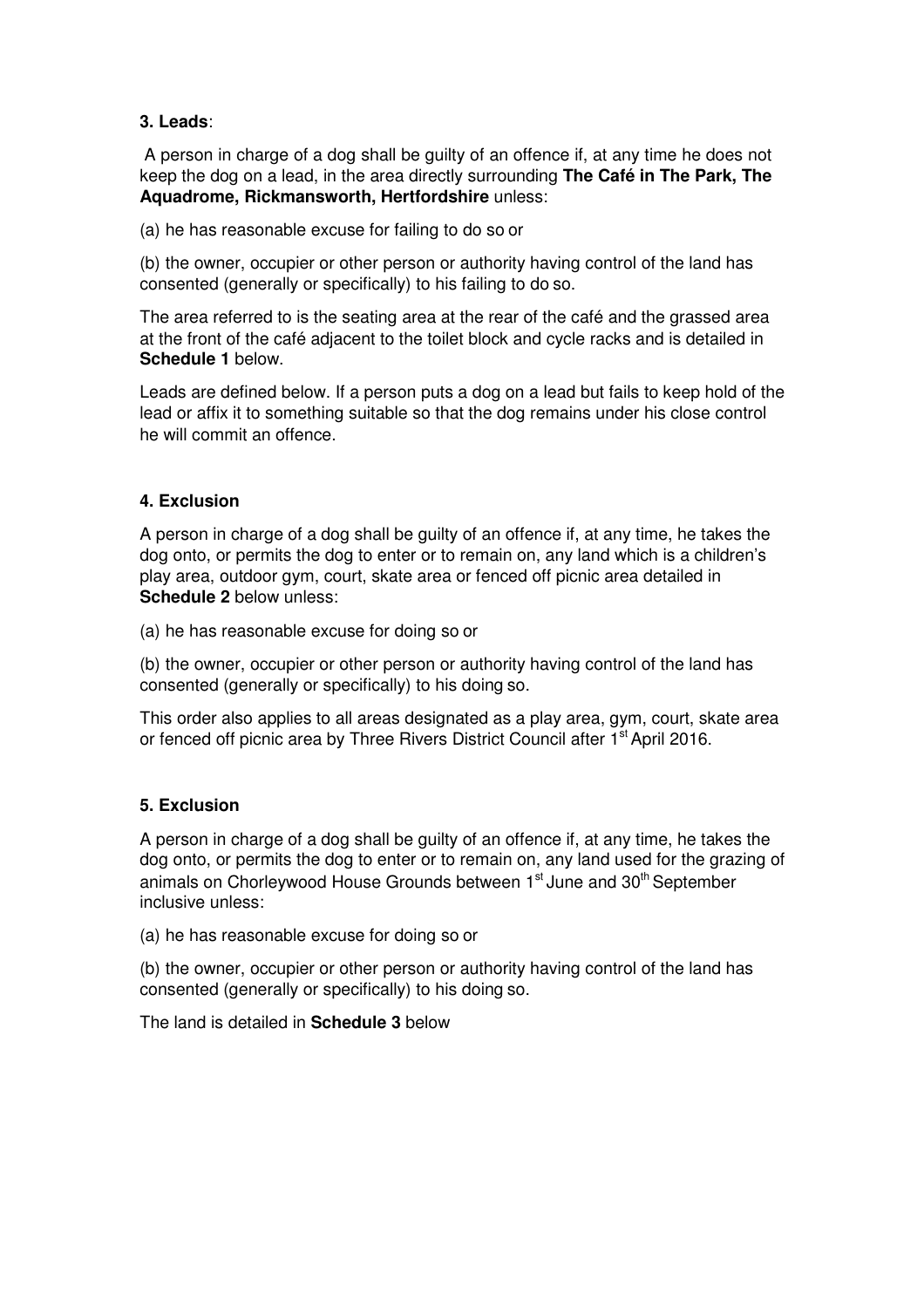**3. Leads**:

A person in charge of a dog shall be guilty of an offence if, at any time he does not keep the dog on a lead, in the area directly surrounding **The Café in The Park, The Aquadrome, Rickmansworth, Hertfordshire** unless:

(a) he has reasonable excuse for failing to do so or

(b) the owner, occupier or other person or authority having control of the land has consented (generally or specifically) to his failing to do so.

The area referred to is the seating area at the rear of the café and the grassed area at the front of the café adjacent to the toilet block and cycle racks and is detailed in **Schedule 1** below.

Leads are defined below. If a person puts a dog on a lead but fails to keep hold of the lead or affix it to something suitable so that the dog remains under his close control he will commit an offence.

**4. Exclusion**

A person in charge of a dog shall be guilty of an offence if, at any time, he takes the dog onto, or permits the dog to enter or to remain on, any land which is a children's play area, outdoor gym, court, skate area or fenced off picnic area detailed in **Schedule 2** below unless:

(a) he has reasonable excuse for doing so or

(b) the owner, occupier or other person or authority having control of the land has consented (generally or specifically) to his doing so.

This order also applies to all areas designated as a play area, gym, court, skate area or fenced off picnic area by Three Rivers District Council after 1st April 2016.

**5. Exclusion**

A person in charge of a dog shall be guilty of an offence if, at any time, he takes the dog onto, or permits the dog to enter or to remain on, any land used for the grazing of animals on Chorleywood House Grounds between 1st June and 30th September inclusive unless:

(a) he has reasonable excuse for doing so or

(b) the owner, occupier or other person or authority having control of the land has consented (generally or specifically) to his doing so.

The land is detailed in **Schedule 3** below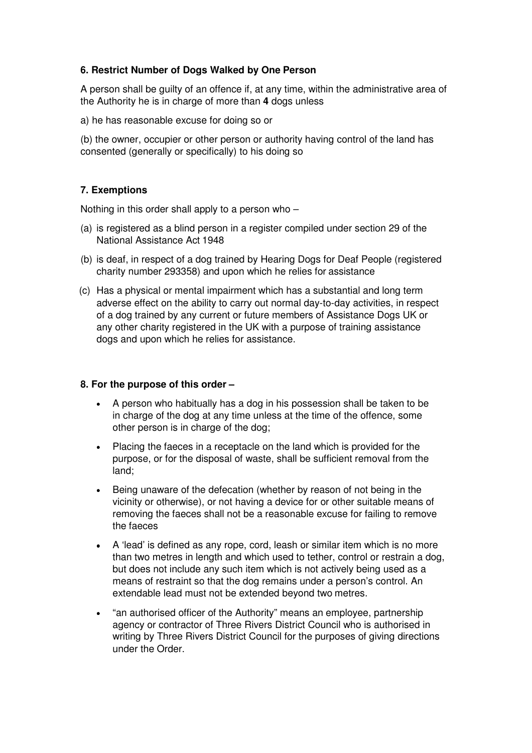### 6. Restrict Number of Dogs Walked by One Person

A person shall be guilty of an offence if, at any time, within the administrative area of the Authority he is in charge of more than **4** dogs unless

a) he has reasonable excuse for doing so or

(b) the owner, occupier or other person or authority having control of the land has consented (generally or specifically) to his doing so

### 7. Exemptions

Nothing in this order shall apply to a person who –

(a) is registered as a blind person in a register compiled under section 29 of the National Assistance Act 1948

(b) is deaf, in respect of a dog trained by Hearing Dogs for Deaf People (registered charity number 293358) and upon which he relies for assistance

(c) Has a physical or mental impairment which has a substantial and long term adverse effect on the ability to carry out normal day-to-day activities, in respect of a dog trained by any current or future members of Assistance Dogs UK or any other charity registered in the UK with a purpose of training assistance dogs and upon which he relies for assistance.

### 8. For the purpose of this order –

- A person who habitually has a dog in his possession shall be taken to be in charge of the dog at any time unless at the time of the offence, some other person is in charge of the dog;
- Placing the faeces in a receptacle on the land which is provided for the purpose, or for the disposal of waste, shall be sufficient removal from the land;
- Being unaware of the defecation (whether by reason of not being in the vicinity or otherwise), or not having a device for or other suitable means of removing the faeces shall not be a reasonable excuse for failing to remove the faeces
- A 'lead' is defined as any rope, cord, leash or similar item which is no more than two metres in length and which used to tether, control or restrain a dog, but does not include any such item which is not actively being used as a means of restraint so that the dog remains under a person's control. An extendable lead must not be extended beyond two metres.
- "an authorised officer of the Authority" means an employee, partnership agency or contractor of Three Rivers District Council who is authorised in writing by Three Rivers District Council for the purposes of giving directions under the Order.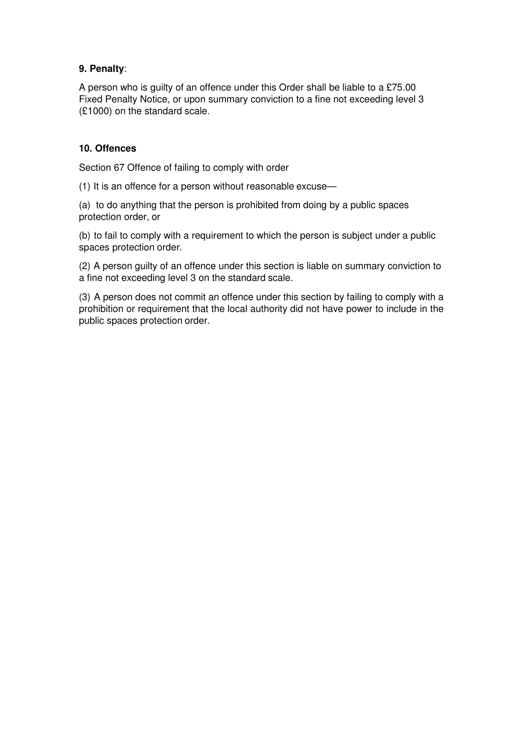**9. Penalty**:

A person who is guilty of an offence under this Order shall be liable to a £75.00 Fixed Penalty Notice, or upon summary conviction to a fine not exceeding level 3 (£1000) on the standard scale.

**10. Offences**

Section 67 Offence of failing to comply with order

(1) It is an offence for a person without reasonable excuse—

(a) to do anything that the person is prohibited from doing by a public spaces protection order, or

(b) to fail to comply with a requirement to which the person is subject under a public spaces protection order.

(2) A person guilty of an offence under this section is liable on summary conviction to a fine not exceeding level 3 on the standard scale.

(3) A person does not commit an offence under this section by failing to comply with a prohibition or requirement that the local authority did not have power to include in the public spaces protection order.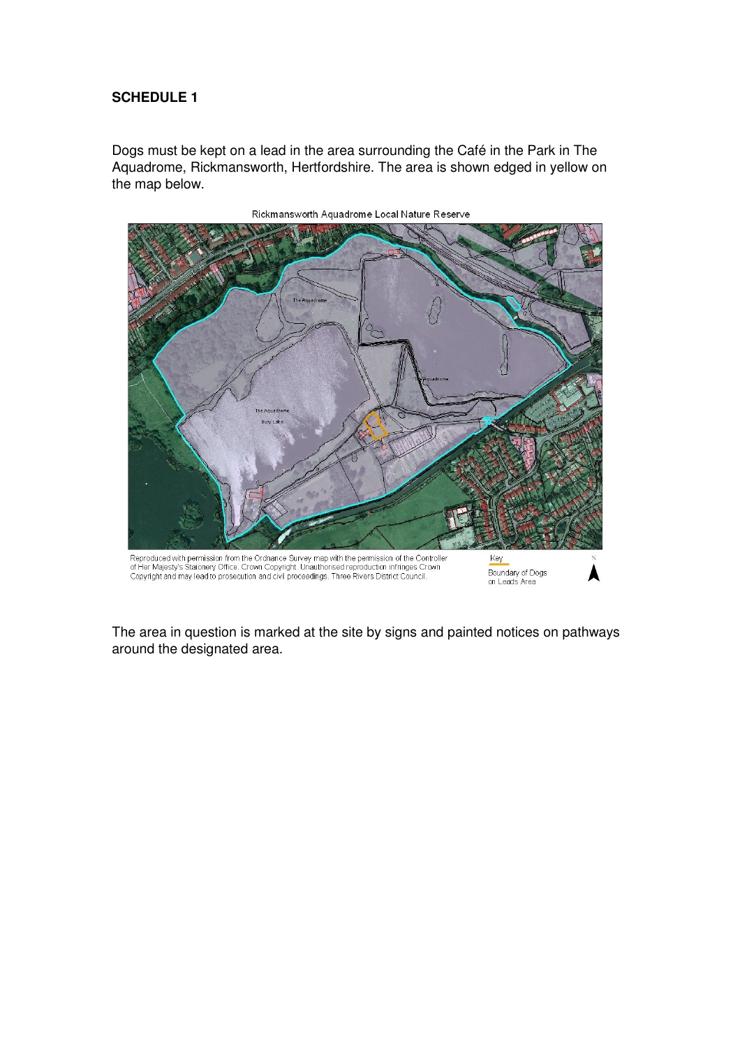**SCHEDULE 1**

Dogs must be kept on a lead in the area surrounding the Café in the Park in The Aquadrome, Rickmansworth, Hertfordshire. The area is shown edged in yellow on the map below.

Rickmansworth Aquadrome Local Nature Reserve

Reproduced with permission from the Ordnance Survey map with the permission of the Controller of Her Majesty's Stationery Office. Crown Copyright. Unauthorised reproduction infringes Crown Copyright and may lead to prosecution and civil proceedings. Three Rivers District Council.

Key

Boundary of Dogs on Leads Area

The area in question is marked at the site by signs and painted notices on pathways around the designated area.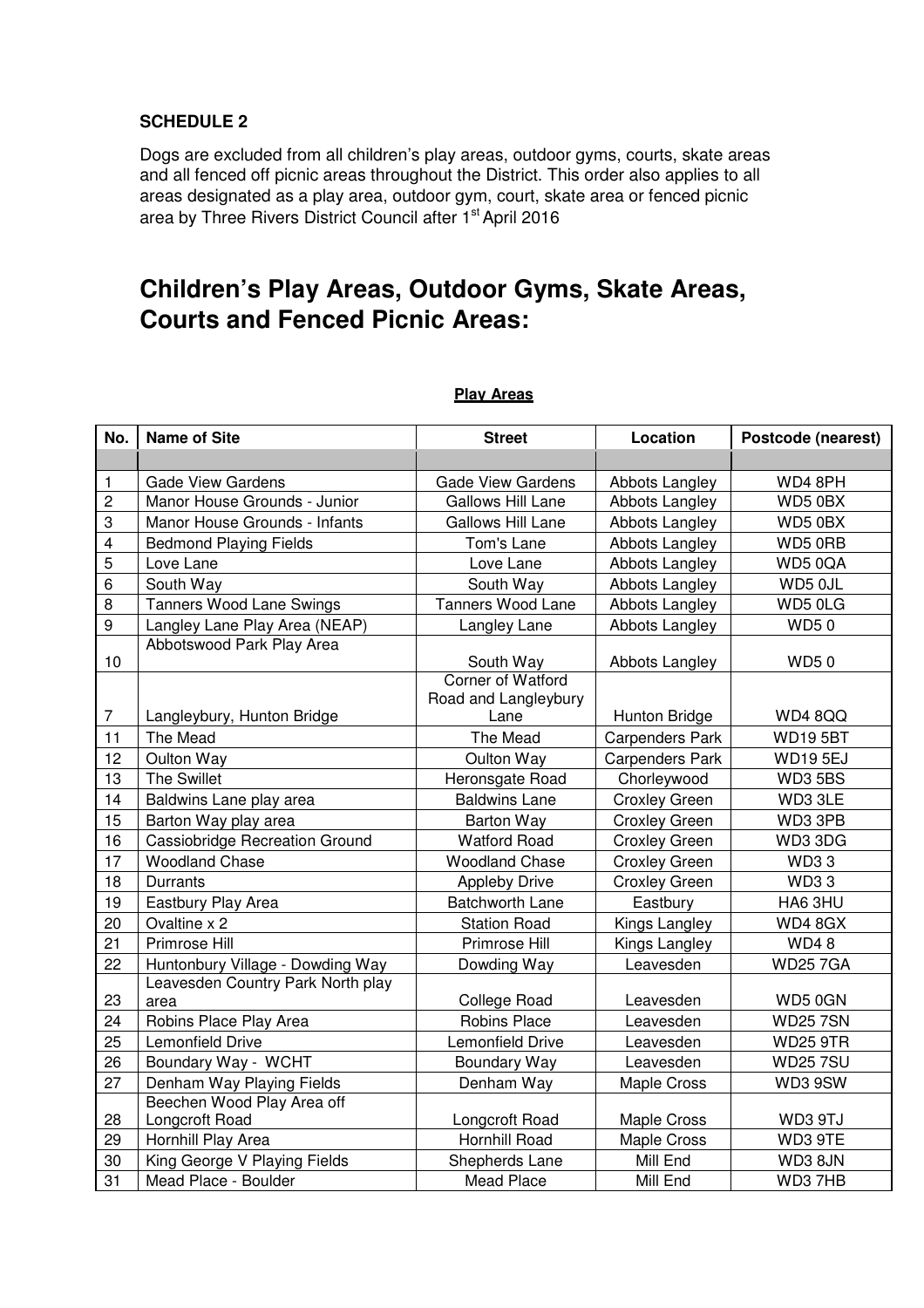**SCHEDULE 2**

Dogs are excluded from all children's play areas, outdoor gyms, courts, skate areas and all fenced off picnic areas throughout the District. This order also applies to all areas designated as a play area, outdoor gym, court, skate area or fenced picnic area by Three Rivers District Council after 1st April 2016

# Children's Play Areas, Outdoor Gyms, Skate Areas, Courts and Fenced Picnic Areas:

**Play Areas**

| No. | Name of Site | Street | Location | Postcode (nearest) |
|---|---|---|---|---|
| | | | | |
| 1 | Gade View Gardens | Gade View Gardens | Abbots Langley | WD4 8PH |
| 2 | Manor House Grounds - Junior | Gallows Hill Lane | Abbots Langley | WD5 0BX |
| 3 | Manor House Grounds - Infants | Gallows Hill Lane | Abbots Langley | WD5 0BX |
| 4 | Bedmond Playing Fields | Tom's Lane | Abbots Langley | WD5 0RB |
| 5 | Love Lane | Love Lane | Abbots Langley | WD5 0QA |
| 6 | South Way | South Way | Abbots Langley | WD5 0JL |
| 8 | Tanners Wood Lane Swings | Tanners Wood Lane | Abbots Langley | WD5 0LG |
| 9 | Langley Lane Play Area (NEAP) | Langley Lane | Abbots Langley | WD5 0 |
| 10 | Abbotswood Park Play Area | South Way | Abbots Langley | WD5 0 |
| 7 | Langleybury, Hunton Bridge | Corner of Watford Road and Langleybury Lane | Hunton Bridge | WD4 8QQ |
| 11 | The Mead | The Mead | Carpenders Park | WD19 5BT |
| 12 | Oulton Way | Oulton Way | Carpenders Park | WD19 5EJ |
| 13 | The Swillet | Heronsgate Road | Chorleywood | WD3 5BS |
| 14 | Baldwins Lane play area | Baldwins Lane | Croxley Green | WD3 3LE |
| 15 | Barton Way play area | Barton Way | Croxley Green | WD3 3PB |
| 16 | Cassiobridge Recreation Ground | Watford Road | Croxley Green | WD3 3DG |
| 17 | Woodland Chase | Woodland Chase | Croxley Green | WD3 3 |
| 18 | Durrants | Appleby Drive | Croxley Green | WD3 3 |
| 19 | Eastbury Play Area | Batchworth Lane | Eastbury | HA6 3HU |
| 20 | Ovaltine x 2 | Station Road | Kings Langley | WD4 8GX |
| 21 | Primrose Hill | Primrose Hill | Kings Langley | WD4 8 |
| 22 | Huntonbury Village - Dowding Way | Dowding Way | Leavesden | WD25 7GA |
| 23 | Leavesden Country Park North play area | College Road | Leavesden | WD5 0GN |
| 24 | Robins Place Play Area | Robins Place | Leavesden | WD25 7SN |
| 25 | Lemonfield Drive | Lemonfield Drive | Leavesden | WD25 9TR |
| 26 | Boundary Way - WCHT | Boundary Way | Leavesden | WD25 7SU |
| 27 | Denham Way Playing Fields | Denham Way | Maple Cross | WD3 9SW |
| 28 | Beechen Wood Play Area off Longcroft Road | Longcroft Road | Maple Cross | WD3 9TJ |
| 29 | Hornhill Play Area | Hornhill Road | Maple Cross | WD3 9TE |
| 30 | King George V Playing Fields | Shepherds Lane | Mill End | WD3 8JN |
| 31 | Mead Place - Boulder | Mead Place | Mill End | WD3 7HB |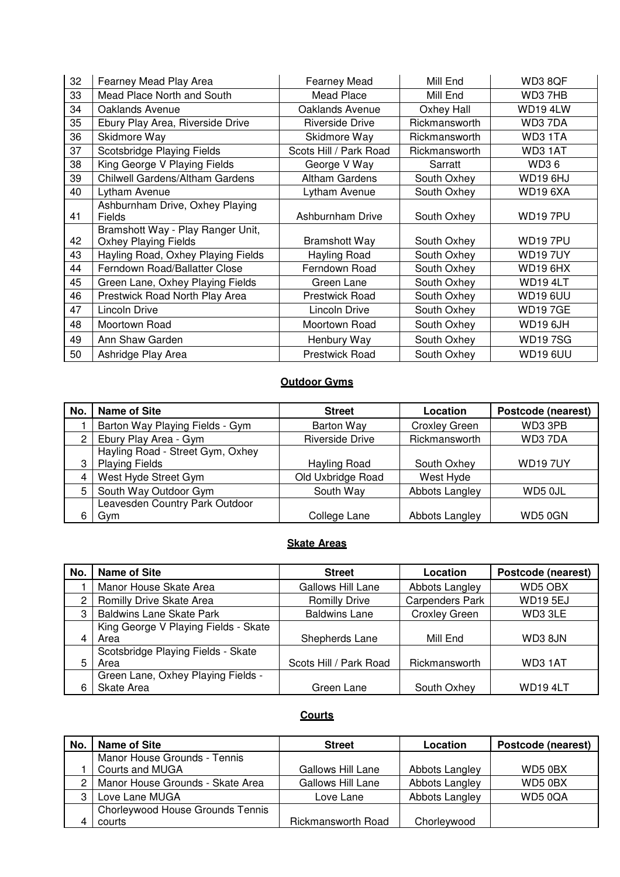| 32 | Fearney Mead Play Area | Fearney Mead | Mill End | WD3 8QF |
|---|---|---|---|---|
| 33 | Mead Place North and South | Mead Place | Mill End | WD3 7HB |
| 34 | Oaklands Avenue | Oaklands Avenue | Oxhey Hall | WD19 4LW |
| 35 | Ebury Play Area, Riverside Drive | Riverside Drive | Rickmansworth | WD3 7DA |
| 36 | Skidmore Way | Skidmore Way | Rickmansworth | WD3 1TA |
| 37 | Scotsbridge Playing Fields | Scots Hill / Park Road | Rickmansworth | WD3 1AT |
| 38 | King George V Playing Fields | George V Way | Sarratt | WD3 6 |
| 39 | Chilwell Gardens/Altham Gardens | Altham Gardens | South Oxhey | WD19 6HJ |
| 40 | Lytham Avenue | Lytham Avenue | South Oxhey | WD19 6XA |
| 41 | Ashburnham Drive, Oxhey Playing Fields | Ashburnham Drive | South Oxhey | WD19 7PU |
| 42 | Bramshott Way - Play Ranger Unit, Oxhey Playing Fields | Bramshott Way | South Oxhey | WD19 7PU |
| 43 | Hayling Road, Oxhey Playing Fields | Hayling Road | South Oxhey | WD19 7UY |
| 44 | Ferndown Road/Ballatter Close | Ferndown Road | South Oxhey | WD19 6HX |
| 45 | Green Lane, Oxhey Playing Fields | Green Lane | South Oxhey | WD19 4LT |
| 46 | Prestwick Road North Play Area | Prestwick Road | South Oxhey | WD19 6UU |
| 47 | Lincoln Drive | Lincoln Drive | South Oxhey | WD19 7GE |
| 48 | Moortown Road | Moortown Road | South Oxhey | WD19 6JH |
| 49 | Ann Shaw Garden | Henbury Way | South Oxhey | WD19 7SG |
| 50 | Ashridge Play Area | Prestwick Road | South Oxhey | WD19 6UU |

**Outdoor Gyms**

| No. | Name of Site | Street | Location | Postcode (nearest) |
|---|---|---|---|---|
| 1 | Barton Way Playing Fields - Gym | Barton Way | Croxley Green | WD3 3PB |
| 2 | Ebury Play Area - Gym | Riverside Drive | Rickmansworth | WD3 7DA |
| 3 | Hayling Road - Street Gym, Oxhey Playing Fields | Hayling Road | South Oxhey | WD19 7UY |
| 4 | West Hyde Street Gym | Old Uxbridge Road | West Hyde | |
| 5 | South Way Outdoor Gym | South Way | Abbots Langley | WD5 0JL |
| 6 | Leavesden Country Park Outdoor Gym | College Lane | Abbots Langley | WD5 0GN |

**Skate Areas**

| No. | Name of Site | Street | Location | Postcode (nearest) |
|---|---|---|---|---|
| 1 | Manor House Skate Area | Gallows Hill Lane | Abbots Langley | WD5 OBX |
| 2 | Romilly Drive Skate Area | Romilly Drive | Carpenders Park | WD19 5EJ |
| 3 | Baldwins Lane Skate Park | Baldwins Lane | Croxley Green | WD3 3LE |
| 4 | King George V Playing Fields - Skate Area | Shepherds Lane | Mill End | WD3 8JN |
| 5 | Scotsbridge Playing Fields - Skate Area | Scots Hill / Park Road | Rickmansworth | WD3 1AT |
| 6 | Green Lane, Oxhey Playing Fields - Skate Area | Green Lane | South Oxhey | WD19 4LT |

**Courts**

| No. | Name of Site | Street | Location | Postcode (nearest) |
|---|---|---|---|---|
| 1 | Manor House Grounds - Tennis Courts and MUGA | Gallows Hill Lane | Abbots Langley | WD5 0BX |
| 2 | Manor House Grounds - Skate Area | Gallows Hill Lane | Abbots Langley | WD5 0BX |
| 3 | Love Lane MUGA | Love Lane | Abbots Langley | WD5 0QA |
| 4 | Chorleywood House Grounds Tennis courts | Rickmansworth Road | Chorleywood | |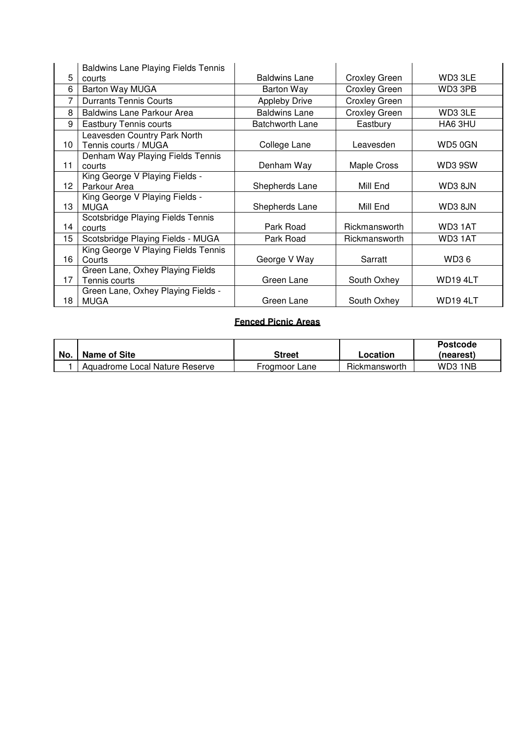| | | | | |
|---|---|---|---|---|
| 5 | Baldwins Lane Playing Fields Tennis courts | Baldwins Lane | Croxley Green | WD3 3LE |
| 6 | Barton Way MUGA | Barton Way | Croxley Green | WD3 3PB |
| 7 | Durrants Tennis Courts | Appleby Drive | Croxley Green | |
| 8 | Baldwins Lane Parkour Area | Baldwins Lane | Croxley Green | WD3 3LE |
| 9 | Eastbury Tennis courts | Batchworth Lane | Eastbury | HA6 3HU |
| 10 | Leavesden Country Park North Tennis courts / MUGA | College Lane | Leavesden | WD5 0GN |
| 11 | Denham Way Playing Fields Tennis courts | Denham Way | Maple Cross | WD3 9SW |
| 12 | King George V Playing Fields - Parkour Area | Shepherds Lane | Mill End | WD3 8JN |
| 13 | King George V Playing Fields - MUGA | Shepherds Lane | Mill End | WD3 8JN |
| 14 | Scotsbridge Playing Fields Tennis courts | Park Road | Rickmansworth | WD3 1AT |
| 15 | Scotsbridge Playing Fields - MUGA | Park Road | Rickmansworth | WD3 1AT |
| 16 | King George V Playing Fields Tennis Courts | George V Way | Sarratt | WD3 6 |
| 17 | Green Lane, Oxhey Playing Fields Tennis courts | Green Lane | South Oxhey | WD19 4LT |
| 18 | Green Lane, Oxhey Playing Fields - MUGA | Green Lane | South Oxhey | WD19 4LT |

## Fenced Picnic Areas

| No. | Name of Site | Street | Location | Postcode (nearest) |
|---|---|---|---|---|
| 1 | Aquadrome Local Nature Reserve | Frogmoor Lane | Rickmansworth | WD3 1NB |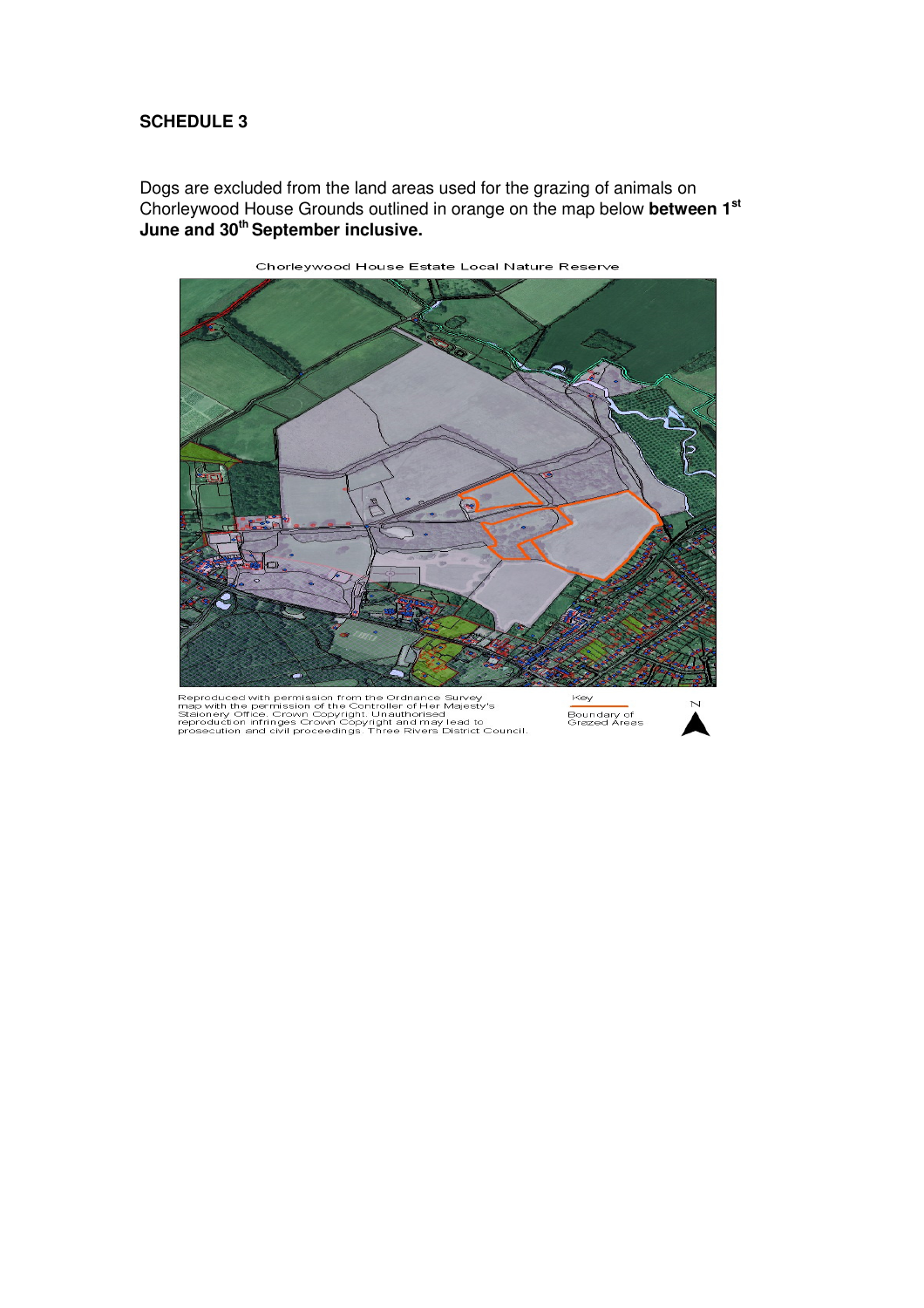**SCHEDULE 3**

Dogs are excluded from the land areas used for the grazing of animals on Chorleywood House Grounds outlined in orange on the map below **between 1st June and 30th September inclusive.**

Chorleywood House Estate Local Nature Reserve

Reproduced with permission from the Ordnance Survey map with the permission of the Controller of Her Majesty's Staionery Office. Crown Copyright. Unauthorised reproduction infringes Crown Copyright and may lead to prosecution and civil proceedings. Three Rivers District Council.

Key

Boundary of Grazed Areas

N